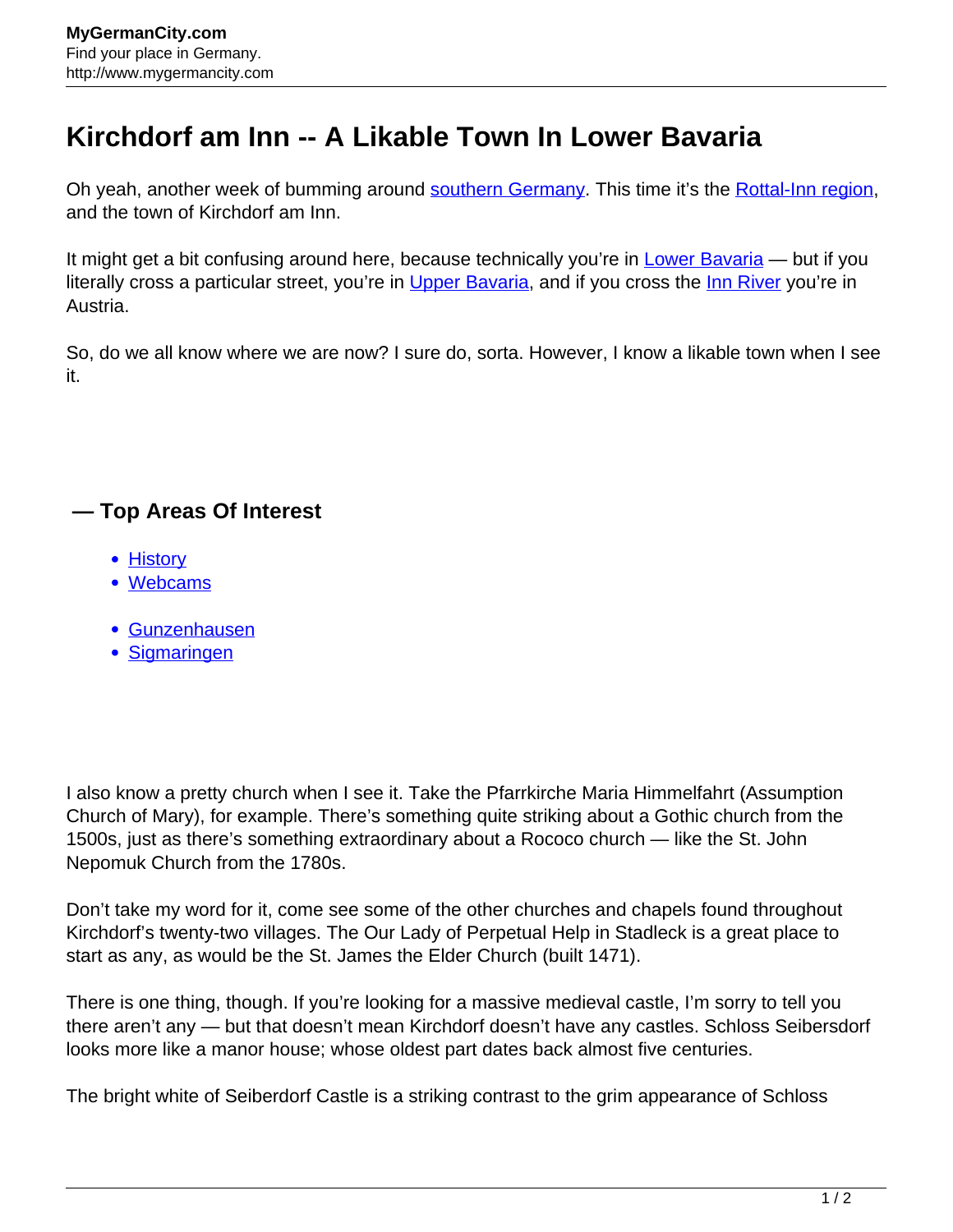# Kirchdorf am Inn -- A Likable Town In Lower Bavaria

Oh yeah, another week of bumming around southern Germany. This time it's the Rottal-Inn region, and the town of Kirchdorf am Inn.

It might get a bit confusing around here, because technically you're in Lower Bavaria — but if you literally cross a particular street, you're in Upper Bavaria, and if you cross the Inn River you're in Austria.

So, do we all know where we are now? I sure do, sorta. However, I know a likable town when I see it.

## — Top Areas Of Interest

- History
- Webcams

- Gunzenhausen
- Sigmaringen

I also know a pretty church when I see it. Take the Pfarrkirche Maria Himmelfahrt (Assumption Church of Mary), for example. There's something quite striking about a Gothic church from the 1500s, just as there's something extraordinary about a Rococo church — like the St. John Nepomuk Church from the 1780s.

Don't take my word for it, come see some of the other churches and chapels found throughout Kirchdorf's twenty-two villages. The Our Lady of Perpetual Help in Stadleck is a great place to start as any, as would be the St. James the Elder Church (built 1471).

There is one thing, though. If you're looking for a massive medieval castle, I'm sorry to tell you there aren't any — but that doesn't mean Kirchdorf doesn't have any castles. Schloss Seibersdorf looks more like a manor house; whose oldest part dates back almost five centuries.

The bright white of Seiberdorf Castle is a striking contrast to the grim appearance of Schloss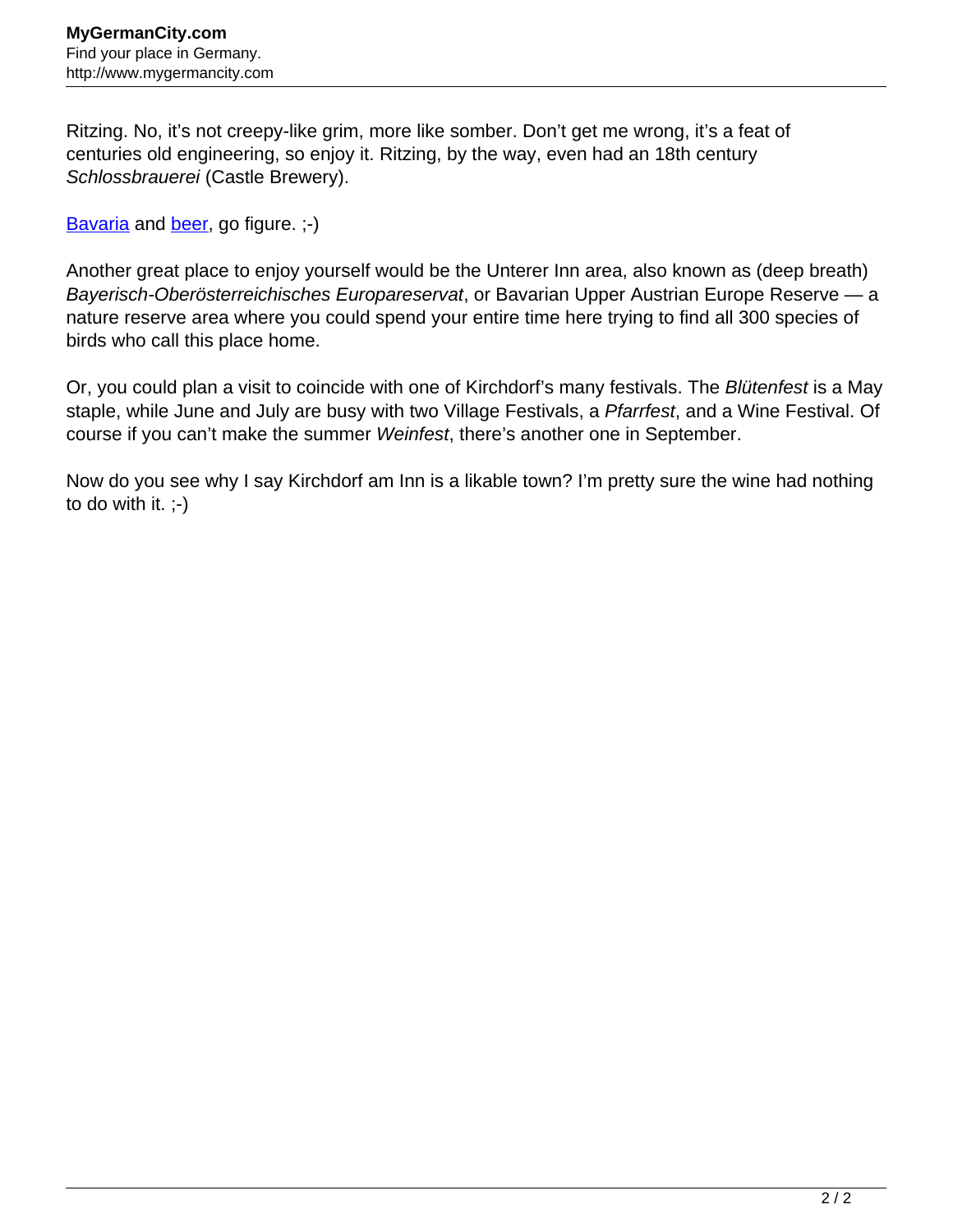Ritzing. No, it's not creepy-like grim, more like somber. Don't get me wrong, it's a feat of centuries old engineering, so enjoy it. Ritzing, by the way, even had an 18th century *Schlossbrauerei* (Castle Brewery).

Bavaria and beer, go figure. ;-)

Another great place to enjoy yourself would be the Unterer Inn area, also known as (deep breath) *Bayerisch-Oberösterreichisches Europareservat*, or Bavarian Upper Austrian Europe Reserve — a nature reserve area where you could spend your entire time here trying to find all 300 species of birds who call this place home.

Or, you could plan a visit to coincide with one of Kirchdorf's many festivals. The *Blütenfest* is a May staple, while June and July are busy with two Village Festivals, a *Pfarrfest*, and a Wine Festival. Of course if you can't make the summer *Weinfest*, there's another one in September.

Now do you see why I say Kirchdorf am Inn is a likable town? I'm pretty sure the wine had nothing to do with it. ;-)